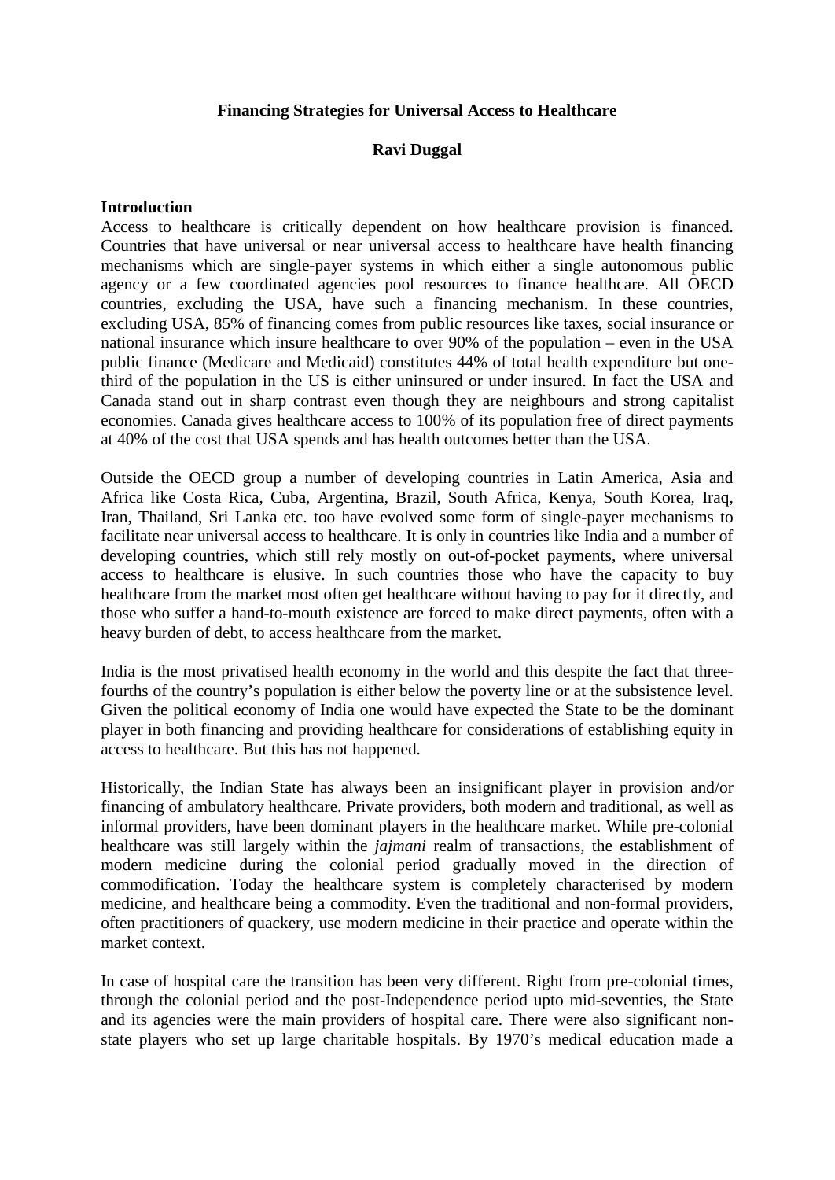**Financing Strategies for Universal Access to Healthcare**

**Ravi Duggal**

**Introduction**

Access to healthcare is critically dependent on how healthcare provision is financed. Countries that have universal or near universal access to healthcare have health financing mechanisms which are single-payer systems in which either a single autonomous public agency or a few coordinated agencies pool resources to finance healthcare. All OECD countries, excluding the USA, have such a financing mechanism. In these countries, excluding USA, 85% of financing comes from public resources like taxes, social insurance or national insurance which insure healthcare to over 90% of the population – even in the USA public finance (Medicare and Medicaid) constitutes 44% of total health expenditure but one-third of the population in the US is either uninsured or under insured. In fact the USA and Canada stand out in sharp contrast even though they are neighbours and strong capitalist economies. Canada gives healthcare access to 100% of its population free of direct payments at 40% of the cost that USA spends and has health outcomes better than the USA.

Outside the OECD group a number of developing countries in Latin America, Asia and Africa like Costa Rica, Cuba, Argentina, Brazil, South Africa, Kenya, South Korea, Iraq, Iran, Thailand, Sri Lanka etc. too have evolved some form of single-payer mechanisms to facilitate near universal access to healthcare. It is only in countries like India and a number of developing countries, which still rely mostly on out-of-pocket payments, where universal access to healthcare is elusive. In such countries those who have the capacity to buy healthcare from the market most often get healthcare without having to pay for it directly, and those who suffer a hand-to-mouth existence are forced to make direct payments, often with a heavy burden of debt, to access healthcare from the market.

India is the most privatised health economy in the world and this despite the fact that three-fourths of the country's population is either below the poverty line or at the subsistence level. Given the political economy of India one would have expected the State to be the dominant player in both financing and providing healthcare for considerations of establishing equity in access to healthcare. But this has not happened.

Historically, the Indian State has always been an insignificant player in provision and/or financing of ambulatory healthcare. Private providers, both modern and traditional, as well as informal providers, have been dominant players in the healthcare market. While pre-colonial healthcare was still largely within the *jajmani* realm of transactions, the establishment of modern medicine during the colonial period gradually moved in the direction of commodification. Today the healthcare system is completely characterised by modern medicine, and healthcare being a commodity. Even the traditional and non-formal providers, often practitioners of quackery, use modern medicine in their practice and operate within the market context.

In case of hospital care the transition has been very different. Right from pre-colonial times, through the colonial period and the post-Independence period upto mid-seventies, the State and its agencies were the main providers of hospital care. There were also significant non-state players who set up large charitable hospitals. By 1970's medical education made a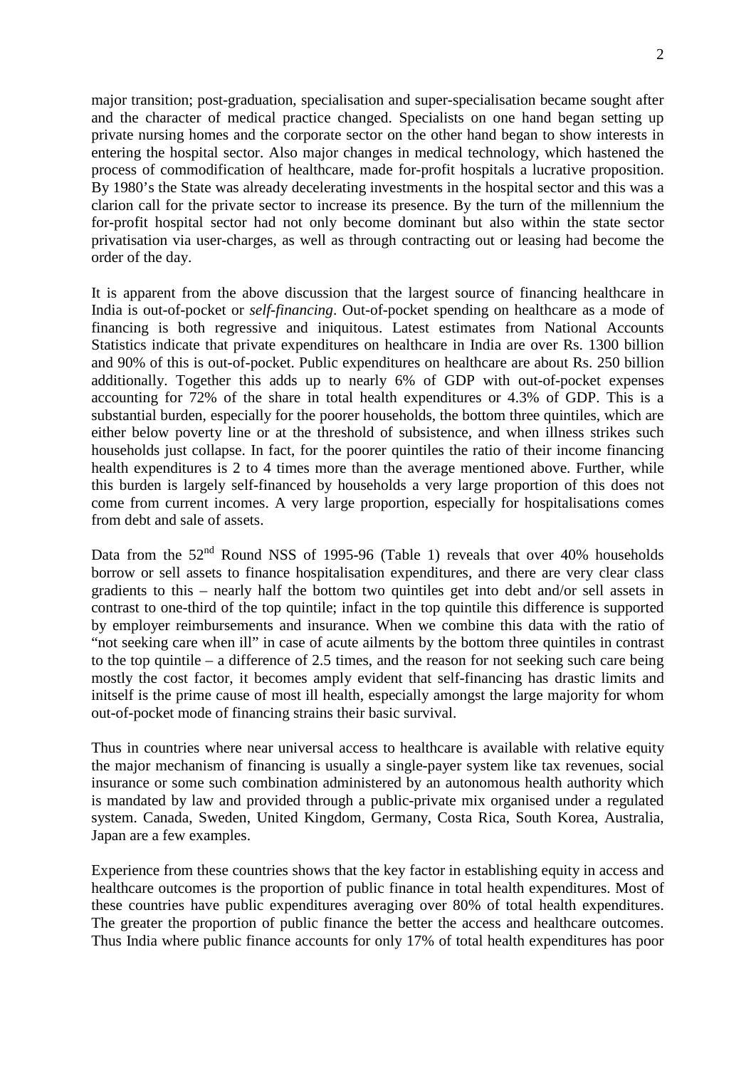major transition; post-graduation, specialisation and super-specialisation became sought after and the character of medical practice changed. Specialists on one hand began setting up private nursing homes and the corporate sector on the other hand began to show interests in entering the hospital sector. Also major changes in medical technology, which hastened the process of commodification of healthcare, made for-profit hospitals a lucrative proposition. By 1980's the State was already decelerating investments in the hospital sector and this was a clarion call for the private sector to increase its presence. By the turn of the millennium the for-profit hospital sector had not only become dominant but also within the state sector privatisation via user-charges, as well as through contracting out or leasing had become the order of the day.

It is apparent from the above discussion that the largest source of financing healthcare in India is out-of-pocket or *self-financing*. Out-of-pocket spending on healthcare as a mode of financing is both regressive and iniquitous. Latest estimates from National Accounts Statistics indicate that private expenditures on healthcare in India are over Rs. 1300 billion and 90% of this is out-of-pocket. Public expenditures on healthcare are about Rs. 250 billion additionally. Together this adds up to nearly 6% of GDP with out-of-pocket expenses accounting for 72% of the share in total health expenditures or 4.3% of GDP. This is a substantial burden, especially for the poorer households, the bottom three quintiles, which are either below poverty line or at the threshold of subsistence, and when illness strikes such households just collapse. In fact, for the poorer quintiles the ratio of their income financing health expenditures is 2 to 4 times more than the average mentioned above. Further, while this burden is largely self-financed by households a very large proportion of this does not come from current incomes. A very large proportion, especially for hospitalisations comes from debt and sale of assets.

Data from the 52nd Round NSS of 1995-96 (Table 1) reveals that over 40% households borrow or sell assets to finance hospitalisation expenditures, and there are very clear class gradients to this – nearly half the bottom two quintiles get into debt and/or sell assets in contrast to one-third of the top quintile; infact in the top quintile this difference is supported by employer reimbursements and insurance. When we combine this data with the ratio of "not seeking care when ill" in case of acute ailments by the bottom three quintiles in contrast to the top quintile – a difference of 2.5 times, and the reason for not seeking such care being mostly the cost factor, it becomes amply evident that self-financing has drastic limits and initself is the prime cause of most ill health, especially amongst the large majority for whom out-of-pocket mode of financing strains their basic survival.

Thus in countries where near universal access to healthcare is available with relative equity the major mechanism of financing is usually a single-payer system like tax revenues, social insurance or some such combination administered by an autonomous health authority which is mandated by law and provided through a public-private mix organised under a regulated system. Canada, Sweden, United Kingdom, Germany, Costa Rica, South Korea, Australia, Japan are a few examples.

Experience from these countries shows that the key factor in establishing equity in access and healthcare outcomes is the proportion of public finance in total health expenditures. Most of these countries have public expenditures averaging over 80% of total health expenditures. The greater the proportion of public finance the better the access and healthcare outcomes. Thus India where public finance accounts for only 17% of total health expenditures has poor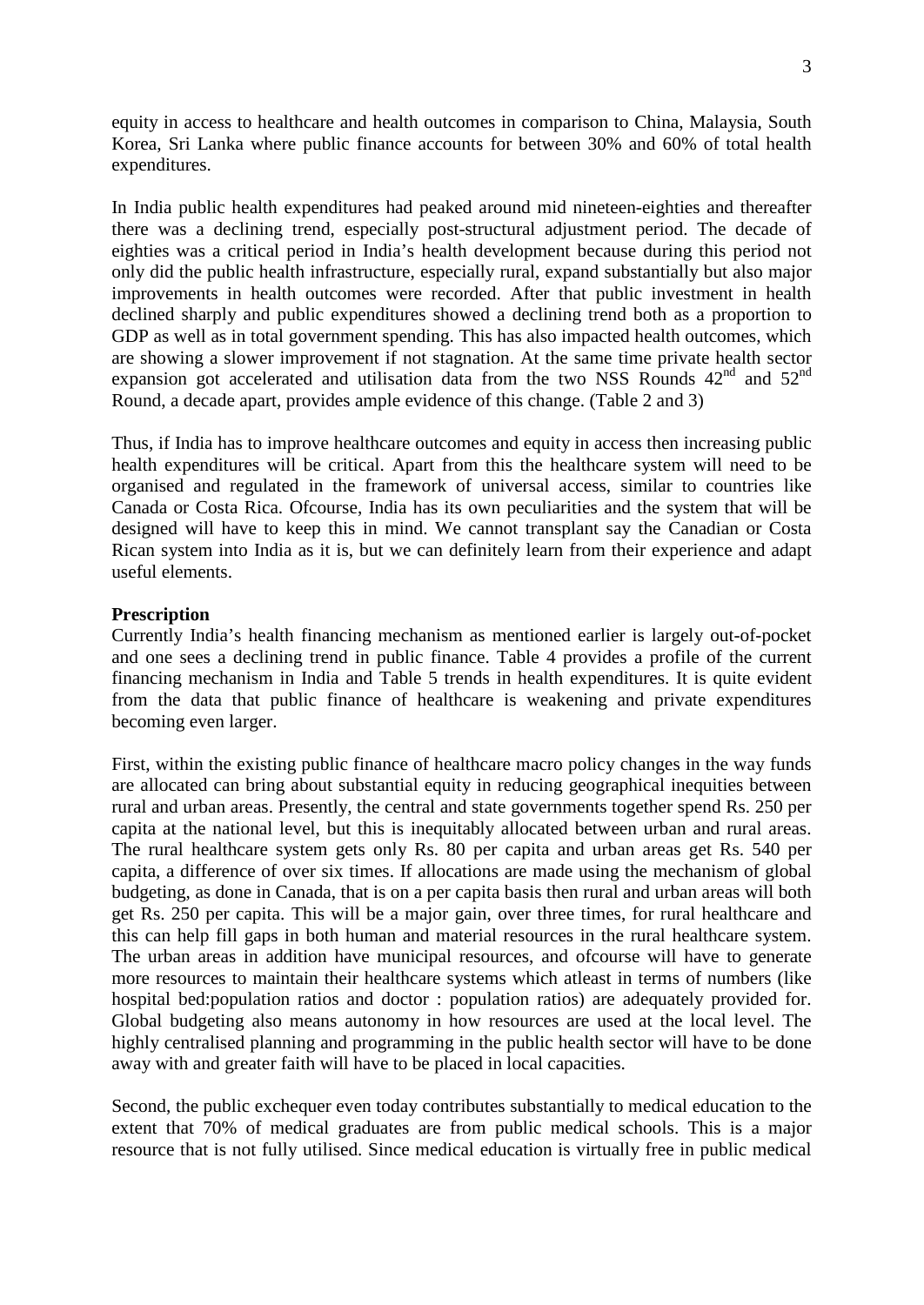equity in access to healthcare and health outcomes in comparison to China, Malaysia, South Korea, Sri Lanka where public finance accounts for between 30% and 60% of total health expenditures.

In India public health expenditures had peaked around mid nineteen-eighties and thereafter there was a declining trend, especially post-structural adjustment period. The decade of eighties was a critical period in India's health development because during this period not only did the public health infrastructure, especially rural, expand substantially but also major improvements in health outcomes were recorded. After that public investment in health declined sharply and public expenditures showed a declining trend both as a proportion to GDP as well as in total government spending. This has also impacted health outcomes, which are showing a slower improvement if not stagnation. At the same time private health sector expansion got accelerated and utilisation data from the two NSS Rounds 42nd and 52nd Round, a decade apart, provides ample evidence of this change. (Table 2 and 3)

Thus, if India has to improve healthcare outcomes and equity in access then increasing public health expenditures will be critical. Apart from this the healthcare system will need to be organised and regulated in the framework of universal access, similar to countries like Canada or Costa Rica. Ofcourse, India has its own peculiarities and the system that will be designed will have to keep this in mind. We cannot transplant say the Canadian or Costa Rican system into India as it is, but we can definitely learn from their experience and adapt useful elements.

**Prescription**

Currently India's health financing mechanism as mentioned earlier is largely out-of-pocket and one sees a declining trend in public finance. Table 4 provides a profile of the current financing mechanism in India and Table 5 trends in health expenditures. It is quite evident from the data that public finance of healthcare is weakening and private expenditures becoming even larger.

First, within the existing public finance of healthcare macro policy changes in the way funds are allocated can bring about substantial equity in reducing geographical inequities between rural and urban areas. Presently, the central and state governments together spend Rs. 250 per capita at the national level, but this is inequitably allocated between urban and rural areas. The rural healthcare system gets only Rs. 80 per capita and urban areas get Rs. 540 per capita, a difference of over six times. If allocations are made using the mechanism of global budgeting, as done in Canada, that is on a per capita basis then rural and urban areas will both get Rs. 250 per capita. This will be a major gain, over three times, for rural healthcare and this can help fill gaps in both human and material resources in the rural healthcare system. The urban areas in addition have municipal resources, and ofcourse will have to generate more resources to maintain their healthcare systems which atleast in terms of numbers (like hospital bed:population ratios and doctor : population ratios) are adequately provided for. Global budgeting also means autonomy in how resources are used at the local level. The highly centralised planning and programming in the public health sector will have to be done away with and greater faith will have to be placed in local capacities.

Second, the public exchequer even today contributes substantially to medical education to the extent that 70% of medical graduates are from public medical schools. This is a major resource that is not fully utilised. Since medical education is virtually free in public medical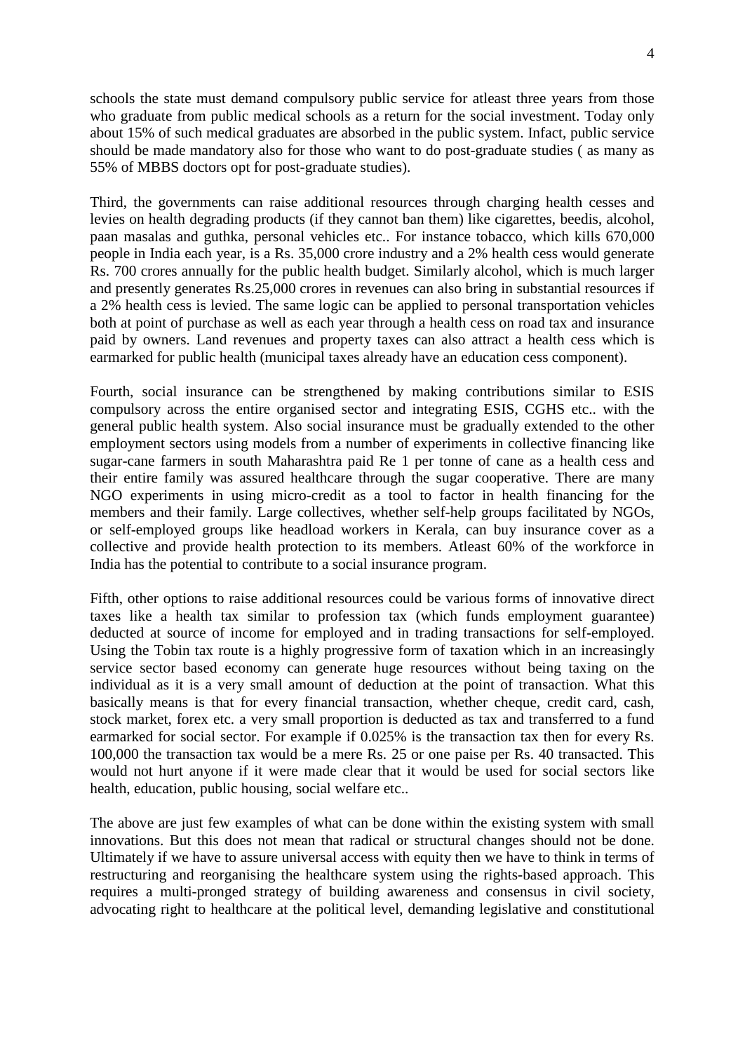schools the state must demand compulsory public service for atleast three years from those who graduate from public medical schools as a return for the social investment. Today only about 15% of such medical graduates are absorbed in the public system. Infact, public service should be made mandatory also for those who want to do post-graduate studies ( as many as 55% of MBBS doctors opt for post-graduate studies).

Third, the governments can raise additional resources through charging health cesses and levies on health degrading products (if they cannot ban them) like cigarettes, beedis, alcohol, paan masalas and guthka, personal vehicles etc.. For instance tobacco, which kills 670,000 people in India each year, is a Rs. 35,000 crore industry and a 2% health cess would generate Rs. 700 crores annually for the public health budget. Similarly alcohol, which is much larger and presently generates Rs.25,000 crores in revenues can also bring in substantial resources if a 2% health cess is levied. The same logic can be applied to personal transportation vehicles both at point of purchase as well as each year through a health cess on road tax and insurance paid by owners. Land revenues and property taxes can also attract a health cess which is earmarked for public health (municipal taxes already have an education cess component).

Fourth, social insurance can be strengthened by making contributions similar to ESIS compulsory across the entire organised sector and integrating ESIS, CGHS etc.. with the general public health system. Also social insurance must be gradually extended to the other employment sectors using models from a number of experiments in collective financing like sugar-cane farmers in south Maharashtra paid Re 1 per tonne of cane as a health cess and their entire family was assured healthcare through the sugar cooperative. There are many NGO experiments in using micro-credit as a tool to factor in health financing for the members and their family. Large collectives, whether self-help groups facilitated by NGOs, or self-employed groups like headload workers in Kerala, can buy insurance cover as a collective and provide health protection to its members. Atleast 60% of the workforce in India has the potential to contribute to a social insurance program.

Fifth, other options to raise additional resources could be various forms of innovative direct taxes like a health tax similar to profession tax (which funds employment guarantee) deducted at source of income for employed and in trading transactions for self-employed. Using the Tobin tax route is a highly progressive form of taxation which in an increasingly service sector based economy can generate huge resources without being taxing on the individual as it is a very small amount of deduction at the point of transaction. What this basically means is that for every financial transaction, whether cheque, credit card, cash, stock market, forex etc. a very small proportion is deducted as tax and transferred to a fund earmarked for social sector. For example if 0.025% is the transaction tax then for every Rs. 100,000 the transaction tax would be a mere Rs. 25 or one paise per Rs. 40 transacted. This would not hurt anyone if it were made clear that it would be used for social sectors like health, education, public housing, social welfare etc..

The above are just few examples of what can be done within the existing system with small innovations. But this does not mean that radical or structural changes should not be done. Ultimately if we have to assure universal access with equity then we have to think in terms of restructuring and reorganising the healthcare system using the rights-based approach. This requires a multi-pronged strategy of building awareness and consensus in civil society, advocating right to healthcare at the political level, demanding legislative and constitutional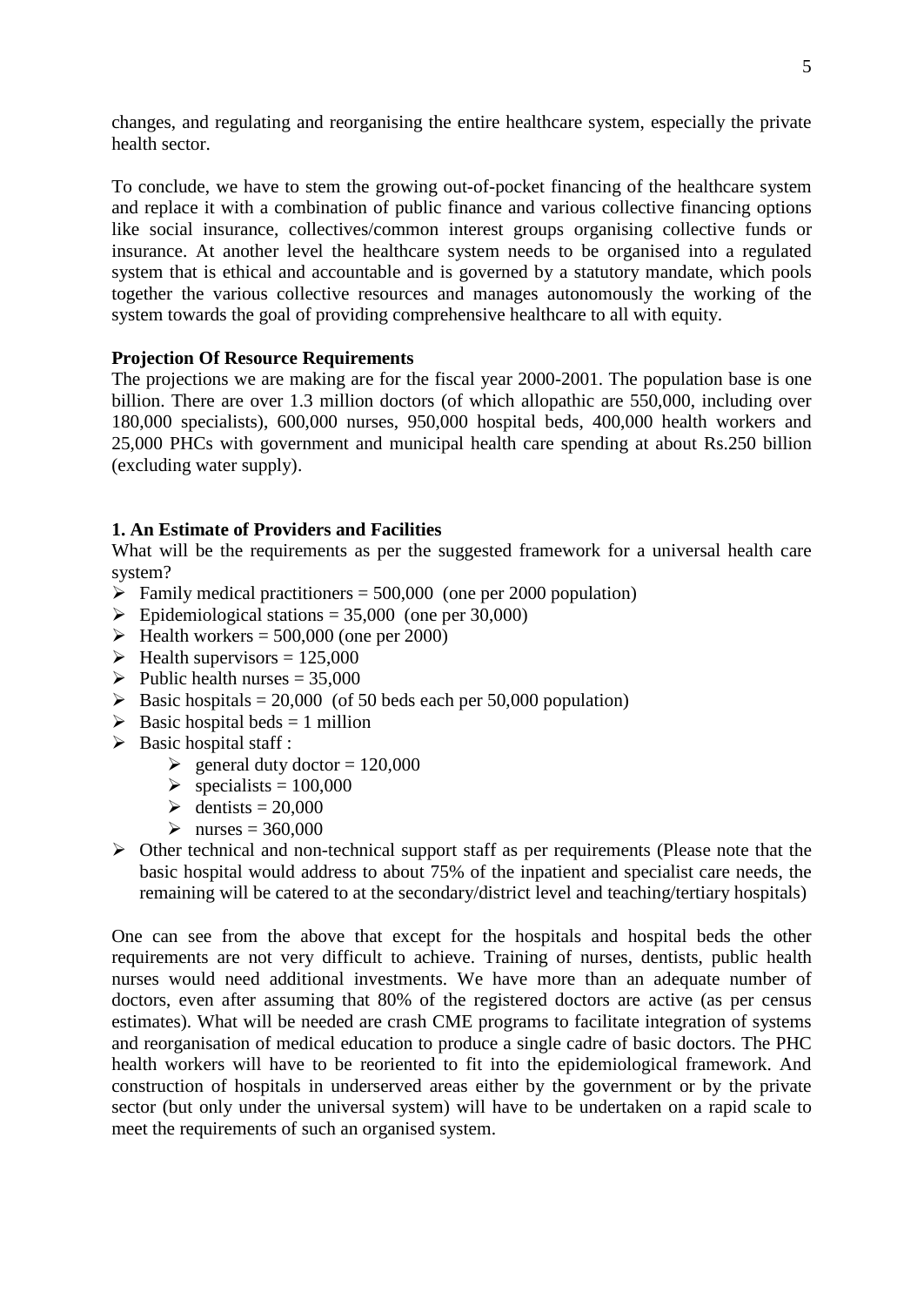changes, and regulating and reorganising the entire healthcare system, especially the private health sector.

To conclude, we have to stem the growing out-of-pocket financing of the healthcare system and replace it with a combination of public finance and various collective financing options like social insurance, collectives/common interest groups organising collective funds or insurance. At another level the healthcare system needs to be organised into a regulated system that is ethical and accountable and is governed by a statutory mandate, which pools together the various collective resources and manages autonomously the working of the system towards the goal of providing comprehensive healthcare to all with equity.

**Projection Of Resource Requirements**

The projections we are making are for the fiscal year 2000-2001. The population base is one billion. There are over 1.3 million doctors (of which allopathic are 550,000, including over 180,000 specialists), 600,000 nurses, 950,000 hospital beds, 400,000 health workers and 25,000 PHCs with government and municipal health care spending at about Rs.250 billion (excluding water supply).

**1. An Estimate of Providers and Facilities**

What will be the requirements as per the suggested framework for a universal health care system?

- Family medical practitioners = 500,000 (one per 2000 population)
- Epidemiological stations = 35,000 (one per 30,000)
- Health workers = 500,000 (one per 2000)
- Health supervisors = 125,000
- Public health nurses = 35,000
- Basic hospitals = 20,000 (of 50 beds each per 50,000 population)
- Basic hospital beds = 1 million
- Basic hospital staff :
  - general duty doctor = 120,000
  - specialists = 100,000
  - dentists = 20,000
  - nurses = 360,000
- Other technical and non-technical support staff as per requirements (Please note that the basic hospital would address to about 75% of the inpatient and specialist care needs, the remaining will be catered to at the secondary/district level and teaching/tertiary hospitals)

One can see from the above that except for the hospitals and hospital beds the other requirements are not very difficult to achieve. Training of nurses, dentists, public health nurses would need additional investments. We have more than an adequate number of doctors, even after assuming that 80% of the registered doctors are active (as per census estimates). What will be needed are crash CME programs to facilitate integration of systems and reorganisation of medical education to produce a single cadre of basic doctors. The PHC health workers will have to be reoriented to fit into the epidemiological framework. And construction of hospitals in underserved areas either by the government or by the private sector (but only under the universal system) will have to be undertaken on a rapid scale to meet the requirements of such an organised system.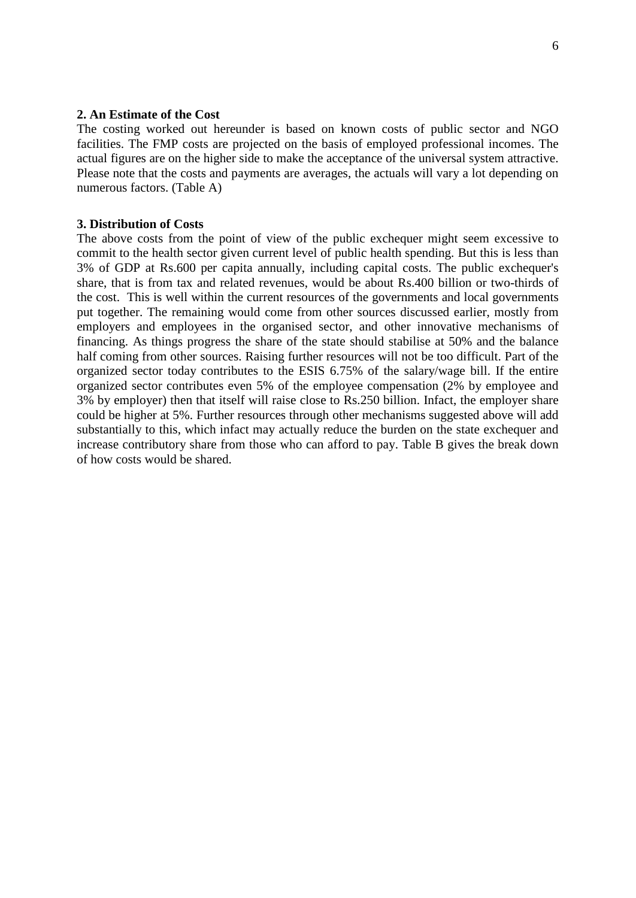## 2. An Estimate of the Cost

The costing worked out hereunder is based on known costs of public sector and NGO facilities. The FMP costs are projected on the basis of employed professional incomes. The actual figures are on the higher side to make the acceptance of the universal system attractive. Please note that the costs and payments are averages, the actuals will vary a lot depending on numerous factors. (Table A)

## 3. Distribution of Costs

The above costs from the point of view of the public exchequer might seem excessive to commit to the health sector given current level of public health spending. But this is less than 3% of GDP at Rs.600 per capita annually, including capital costs. The public exchequer's share, that is from tax and related revenues, would be about Rs.400 billion or two-thirds of the cost. This is well within the current resources of the governments and local governments put together. The remaining would come from other sources discussed earlier, mostly from employers and employees in the organised sector, and other innovative mechanisms of financing. As things progress the share of the state should stabilise at 50% and the balance half coming from other sources. Raising further resources will not be too difficult. Part of the organized sector today contributes to the ESIS 6.75% of the salary/wage bill. If the entire organized sector contributes even 5% of the employee compensation (2% by employee and 3% by employer) then that itself will raise close to Rs.250 billion. Infact, the employer share could be higher at 5%. Further resources through other mechanisms suggested above will add substantially to this, which infact may actually reduce the burden on the state exchequer and increase contributory share from those who can afford to pay. Table B gives the break down of how costs would be shared.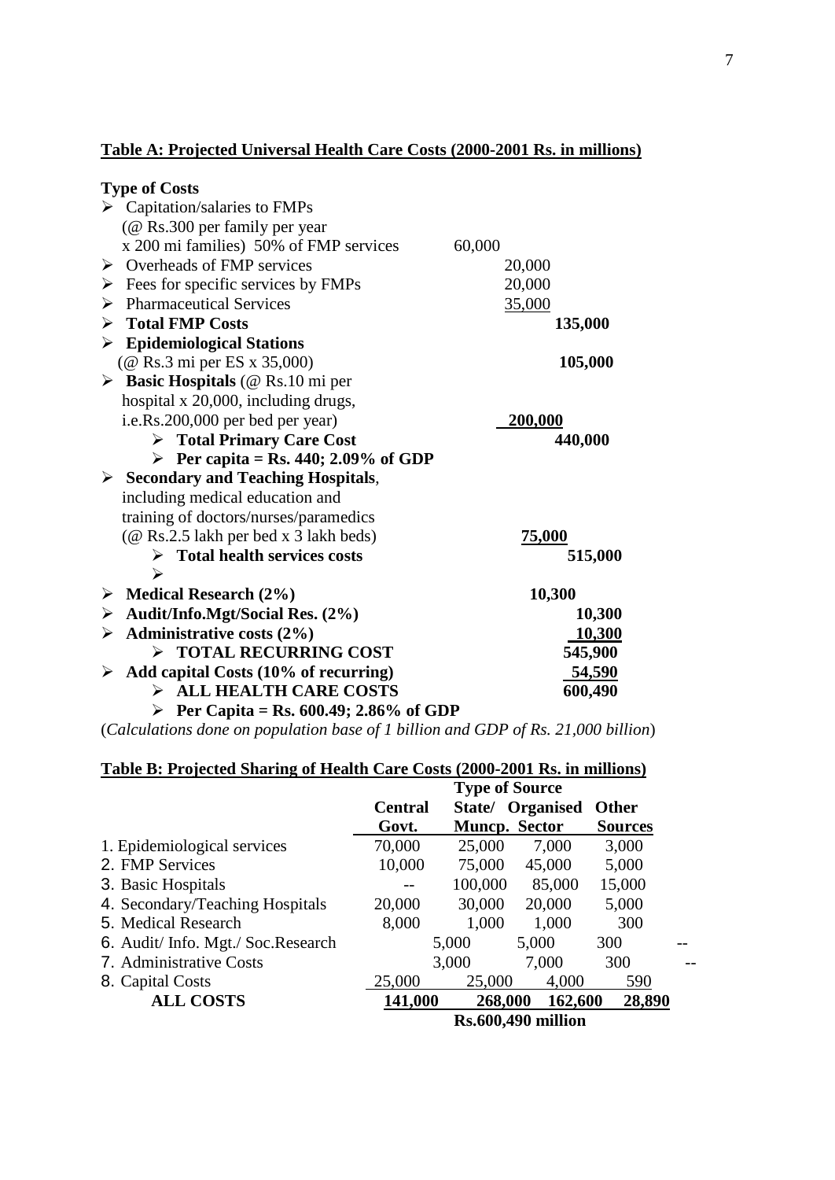## Table A: Projected Universal Health Care Costs (2000-2001 Rs. in millions)

| Type of Costs | | | |
|---|---|---|---|
| ➢ Capitation/salaries to FMPs (@ Rs.300 per family per year x 200 mi families) 50% of FMP services | 60,000 | | |
| ➢ Overheads of FMP services | | 20,000 | |
| ➢ Fees for specific services by FMPs | | 20,000 | |
| ➢ Pharmaceutical Services | | 35,000 | |
| ➢ **Total FMP Costs** | | | **135,000** |
| ➢ **Epidemiological Stations** (@ Rs.3 mi per ES x 35,000) | | | **105,000** |
| ➢ **Basic Hospitals** (@ Rs.10 mi per hospital x 20,000, including drugs, i.e.Rs.200,000 per bed per year) | | **200,000** | |
| ➢ **Total Primary Care Cost** | | | **440,000** |
| ➢ **Per capita = Rs. 440; 2.09% of GDP** | | | |
| ➢ **Secondary and Teaching Hospitals**, including medical education and training of doctors/nurses/paramedics (@ Rs.2.5 lakh per bed x 3 lakh beds) | | **75,000** | |
| ➢ **Total health services costs** | | | **515,000** |
| ➢ | | | |
| ➢ **Medical Research (2%)** | | **10,300** | |
| ➢ **Audit/Info.Mgt/Social Res. (2%)** | | | **10,300** |
| ➢ **Administrative costs (2%)** | | | **10,300** |
| ➢ **TOTAL RECURRING COST** | | | **545,900** |
| ➢ **Add capital Costs (10% of recurring)** | | | **54,590** |
| ➢ **ALL HEALTH CARE COSTS** | | | **600,490** |
| ➢ **Per Capita = Rs. 600.49; 2.86% of GDP** | | | |

(*Calculations done on population base of 1 billion and GDP of Rs. 21,000 billion*)

## Table B: Projected Sharing of Health Care Costs (2000-2001 Rs. in millions)

| | Type of Source | | | |
|---|---|---|---|---|
| | **Central Govt.** | **State/ Muncp.** | **Organised Sector** | **Other Sources** |
| 1. Epidemiological services | 70,000 | 25,000 | 7,000 | 3,000 |
| 2. FMP Services | 10,000 | 75,000 | 45,000 | 5,000 |
| 3. Basic Hospitals | -- | 100,000 | 85,000 | 15,000 |
| 4. Secondary/Teaching Hospitals | 20,000 | 30,000 | 20,000 | 5,000 |
| 5. Medical Research | 8,000 | 1,000 | 1,000 | 300 |
| 6. Audit/ Info. Mgt./ Soc.Research | 5,000 | 5,000 | 300 | -- |
| 7. Administrative Costs | 3,000 | 7,000 | 300 | -- |
| 8. Capital Costs | 25,000 | 25,000 | 4,000 | 590 |
| **ALL COSTS** | **141,000** | **268,000** | **162,600** | **28,890** |
| | **Rs.600,490 million** | | | |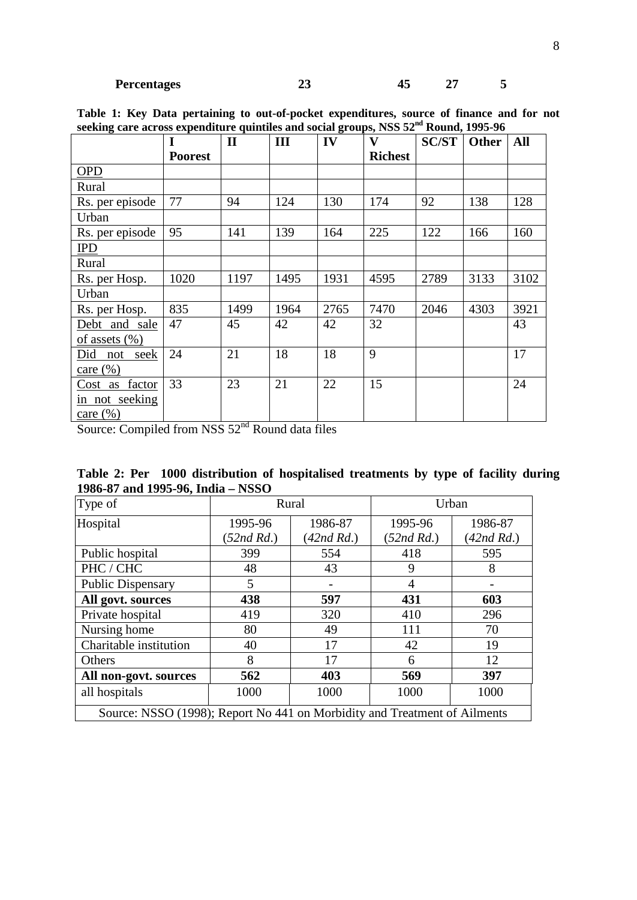| **Percentages** | **23** | **45** | **27** | **5** |
|---|---|---|---|---|

**Table 1: Key Data pertaining to out-of-pocket expenditures, source of finance and for not seeking care across expenditure quintiles and social groups, NSS 52nd Round, 1995-96**

| | **I Poorest** | **II** | **III** | **IV** | **V Richest** | **SC/ST** | **Other** | **All** |
|---|---|---|---|---|---|---|---|---|
| OPD | | | | | | | | |
| Rural | | | | | | | | |
| Rs. per episode | 77 | 94 | 124 | 130 | 174 | 92 | 138 | 128 |
| Urban | | | | | | | | |
| Rs. per episode | 95 | 141 | 139 | 164 | 225 | 122 | 166 | 160 |
| IPD | | | | | | | | |
| Rural | | | | | | | | |
| Rs. per Hosp. | 1020 | 1197 | 1495 | 1931 | 4595 | 2789 | 3133 | 3102 |
| Urban | | | | | | | | |
| Rs. per Hosp. | 835 | 1499 | 1964 | 2765 | 7470 | 2046 | 4303 | 3921 |
| Debt and sale of assets (%) | 47 | 45 | 42 | 42 | 32 | | | 43 |
| Did not seek care (%) | 24 | 21 | 18 | 18 | 9 | | | 17 |
| Cost as factor in not seeking care (%) | 33 | 23 | 21 | 22 | 15 | | | 24 |

Source: Compiled from NSS 52nd Round data files

**Table 2: Per 1000 distribution of hospitalised treatments by type of facility during 1986-87 and 1995-96, India – NSSO**

| Type of | Rural | | Urban | |
|---|---|---|---|---|
| Hospital | 1995-96 (*52nd Rd.*) | 1986-87 (*42nd Rd.*) | 1995-96 (*52nd Rd.*) | 1986-87 (*42nd Rd.*) |
| Public hospital | 399 | 554 | 418 | 595 |
| PHC / CHC | 48 | 43 | 9 | 8 |
| Public Dispensary | 5 | - | 4 | - |
| **All govt. sources** | **438** | **597** | **431** | **603** |
| Private hospital | 419 | 320 | 410 | 296 |
| Nursing home | 80 | 49 | 111 | 70 |
| Charitable institution | 40 | 17 | 42 | 19 |
| Others | 8 | 17 | 6 | 12 |
| **All non-govt. sources** | **562** | **403** | **569** | **397** |
| all hospitals | 1000 | 1000 | 1000 | 1000 |

Source: NSSO (1998); Report No 441 on Morbidity and Treatment of Ailments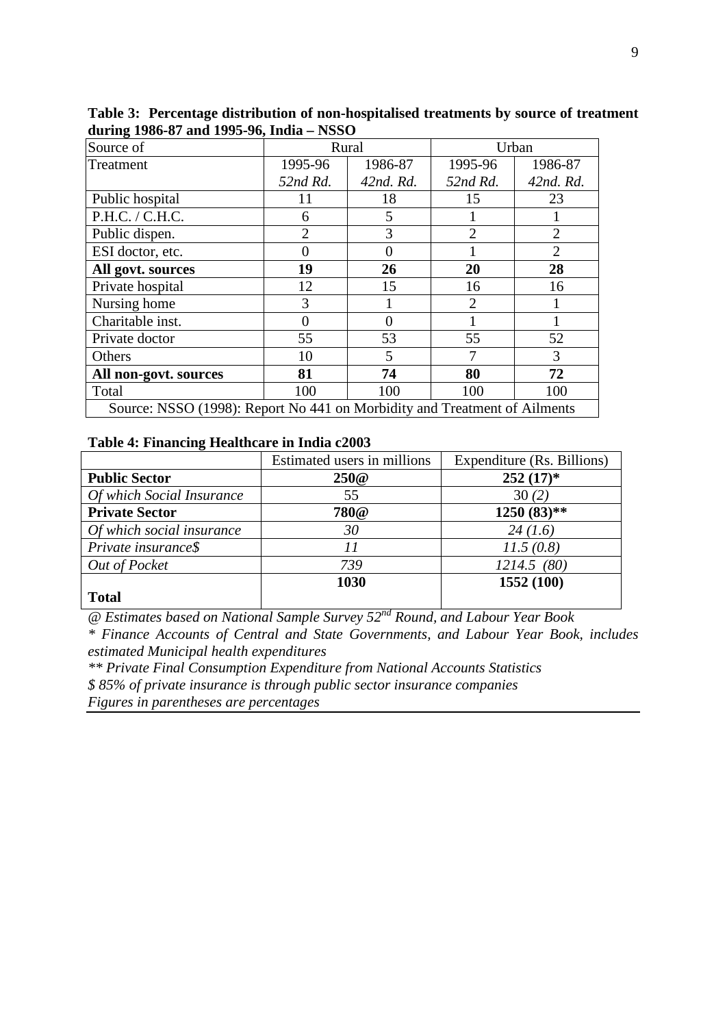**Table 3: Percentage distribution of non-hospitalised treatments by source of treatment during 1986-87 and 1995-96, India – NSSO**

| Source of Treatment | Rural | | Urban | |
|---|---|---|---|---|
| | 1995-96 *52nd Rd.* | 1986-87 *42nd. Rd.* | 1995-96 *52nd Rd.* | 1986-87 *42nd. Rd.* |
| Public hospital | 11 | 18 | 15 | 23 |
| P.H.C. / C.H.C. | 6 | 5 | 1 | 1 |
| Public dispen. | 2 | 3 | 2 | 2 |
| ESI doctor, etc. | 0 | 0 | 1 | 2 |
| **All govt. sources** | **19** | **26** | **20** | **28** |
| Private hospital | 12 | 15 | 16 | 16 |
| Nursing home | 3 | 1 | 2 | 1 |
| Charitable inst. | 0 | 0 | 1 | 1 |
| Private doctor | 55 | 53 | 55 | 52 |
| Others | 10 | 5 | 7 | 3 |
| **All non-govt. sources** | **81** | **74** | **80** | **72** |
| Total | 100 | 100 | 100 | 100 |

Source: NSSO (1998): Report No 441 on Morbidity and Treatment of Ailments

**Table 4: Financing Healthcare in India c2003**

| | Estimated users in millions | Expenditure (Rs. Billions) |
|---|---|---|
| **Public Sector** | **250@** | **252 (17)*** |
| *Of which Social Insurance* | 55 | 30 *(2)* |
| **Private Sector** | **780@** | **1250 (83)**** |
| *Of which social insurance* | *30* | *24 (1.6)* |
| *Private insurance$* | *11* | *11.5 (0.8)* |
| *Out of Pocket* | *739* | *1214.5 (80)* |
| **Total** | **1030** | **1552 (100)** |

*@ Estimates based on National Sample Survey 52nd Round, and Labour Year Book*

*\* Finance Accounts of Central and State Governments, and Labour Year Book, includes estimated Municipal health expenditures*

*\*\* Private Final Consumption Expenditure from National Accounts Statistics*

*$ 85% of private insurance is through public sector insurance companies*

*Figures in parentheses are percentages*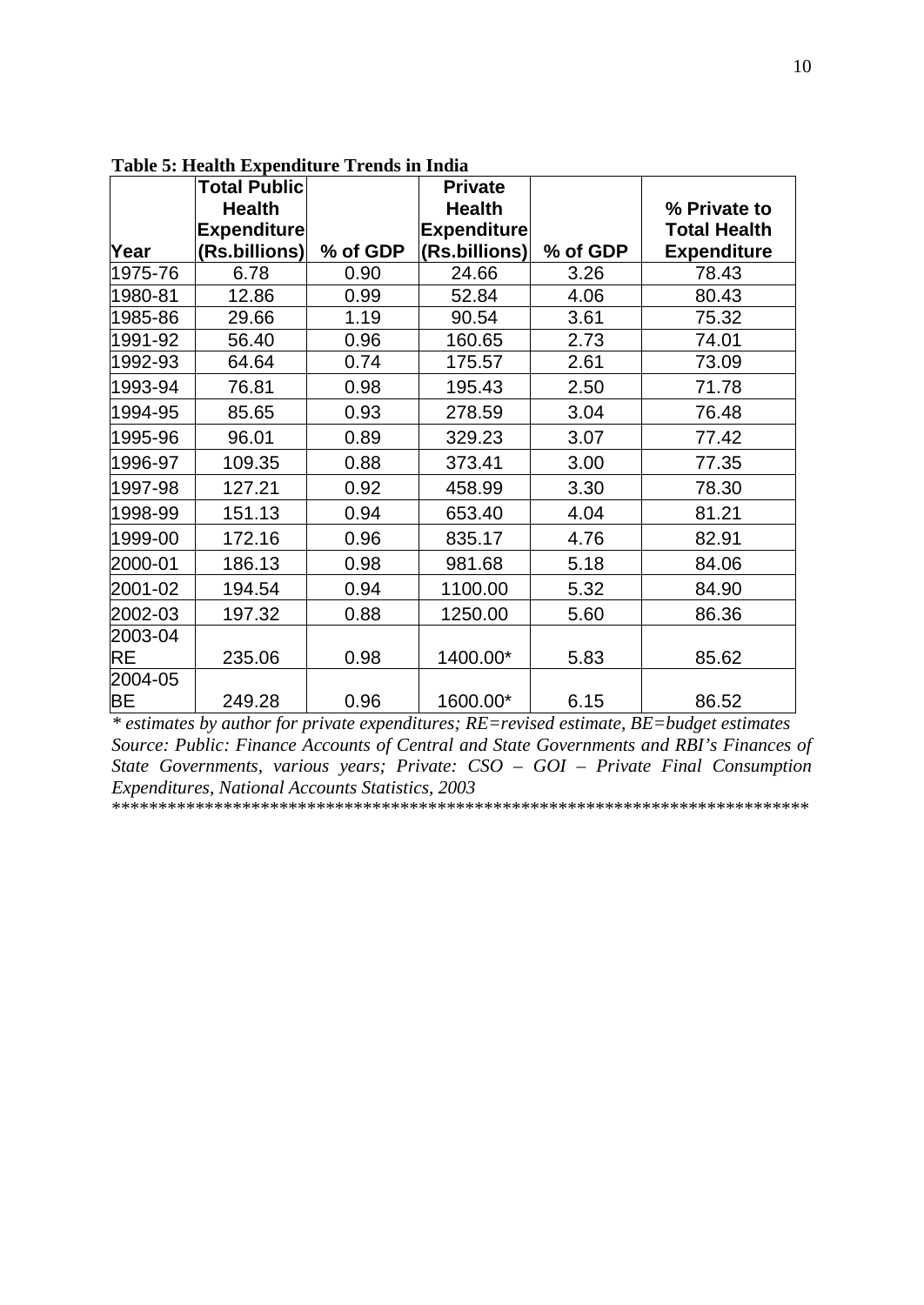**Table 5: Health Expenditure Trends in India**

| Year | Total Public Health Expenditure (Rs.billions) | % of GDP | Private Health Expenditure (Rs.billions) | % of GDP | % Private to Total Health Expenditure |
|---|---|---|---|---|---|
| 1975-76 | 6.78 | 0.90 | 24.66 | 3.26 | 78.43 |
| 1980-81 | 12.86 | 0.99 | 52.84 | 4.06 | 80.43 |
| 1985-86 | 29.66 | 1.19 | 90.54 | 3.61 | 75.32 |
| 1991-92 | 56.40 | 0.96 | 160.65 | 2.73 | 74.01 |
| 1992-93 | 64.64 | 0.74 | 175.57 | 2.61 | 73.09 |
| 1993-94 | 76.81 | 0.98 | 195.43 | 2.50 | 71.78 |
| 1994-95 | 85.65 | 0.93 | 278.59 | 3.04 | 76.48 |
| 1995-96 | 96.01 | 0.89 | 329.23 | 3.07 | 77.42 |
| 1996-97 | 109.35 | 0.88 | 373.41 | 3.00 | 77.35 |
| 1997-98 | 127.21 | 0.92 | 458.99 | 3.30 | 78.30 |
| 1998-99 | 151.13 | 0.94 | 653.40 | 4.04 | 81.21 |
| 1999-00 | 172.16 | 0.96 | 835.17 | 4.76 | 82.91 |
| 2000-01 | 186.13 | 0.98 | 981.68 | 5.18 | 84.06 |
| 2001-02 | 194.54 | 0.94 | 1100.00 | 5.32 | 84.90 |
| 2002-03 | 197.32 | 0.88 | 1250.00 | 5.60 | 86.36 |
| 2003-04 RE | 235.06 | 0.98 | 1400.00* | 5.83 | 85.62 |
| 2004-05 BE | 249.28 | 0.96 | 1600.00* | 6.15 | 86.52 |

*\* estimates by author for private expenditures; RE=revised estimate, BE=budget estimates*

*Source: Public: Finance Accounts of Central and State Governments and RBI's Finances of State Governments, various years; Private: CSO – GOI – Private Final Consumption Expenditures, National Accounts Statistics, 2003*

\*\*\*\*\*\*\*\*\*\*\*\*\*\*\*\*\*\*\*\*\*\*\*\*\*\*\*\*\*\*\*\*\*\*\*\*\*\*\*\*\*\*\*\*\*\*\*\*\*\*\*\*\*\*\*\*\*\*\*\*\*\*\*\*\*\*\*\*\*\*\*\*\*\*\*\*\*\*